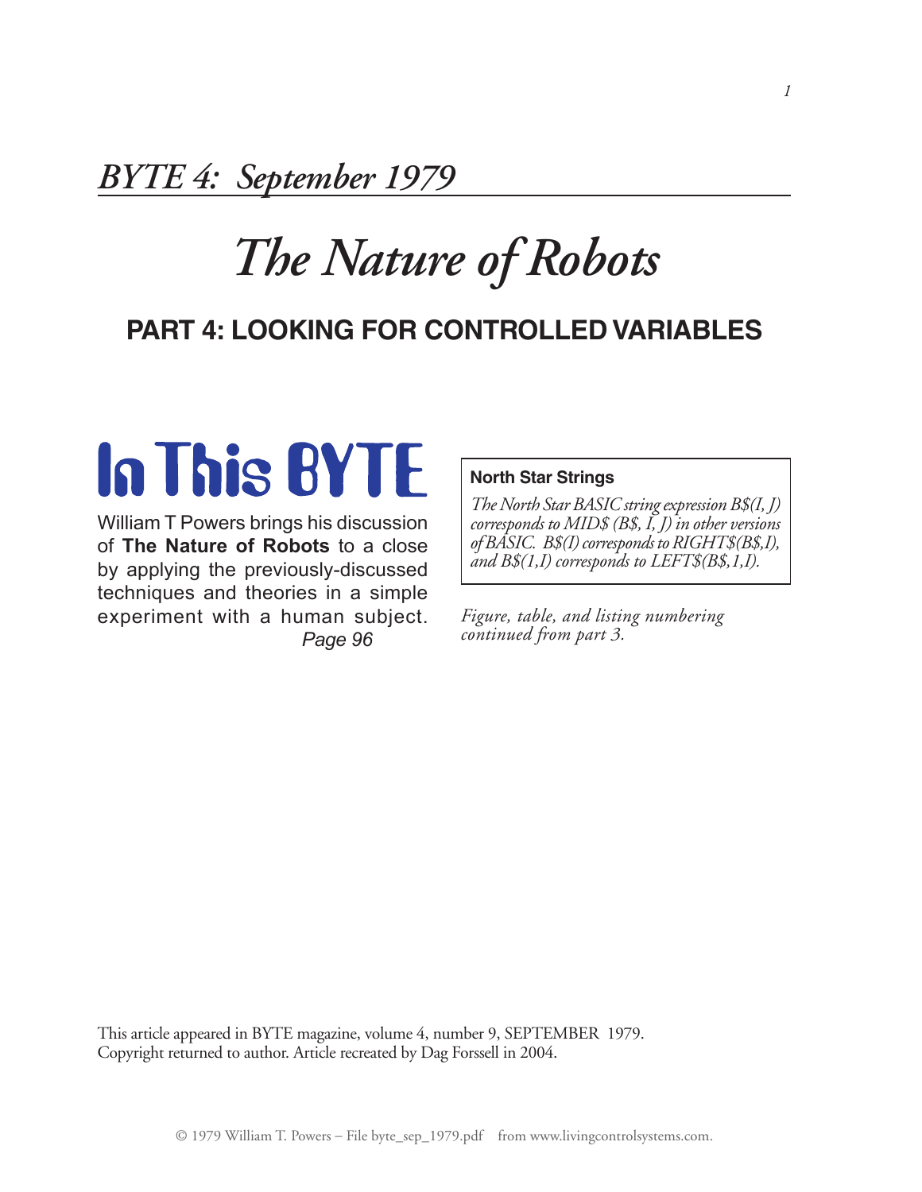## *BYTE 4: September 1979*

# *The Nature of Robots*

## PART 4: LOOKING FOR CONTROLLED VARIABLES

# In This BYTE

William T Powers brings his discussion of **The Nature of Robots** to a close by applying the previously-discussed techniques and theories in a simple experiment with a human subject. *Page 96*

**North Star Strings**

*The North Star BASIC string expression B$(I, J) corresponds to MID$ (B$, I, J) in other versions of BASIC. B$(I) corresponds to RIGHT$(B$,I), and B$(1,I) corresponds to LEFT$(B$,1,I).*

*Figure, table, and listing numbering continued from part 3.*

This article appeared in BYTE magazine, volume 4, number 9, SEPTEMBER 1979.
Copyright returned to author. Article recreated by Dag Forssell in 2004.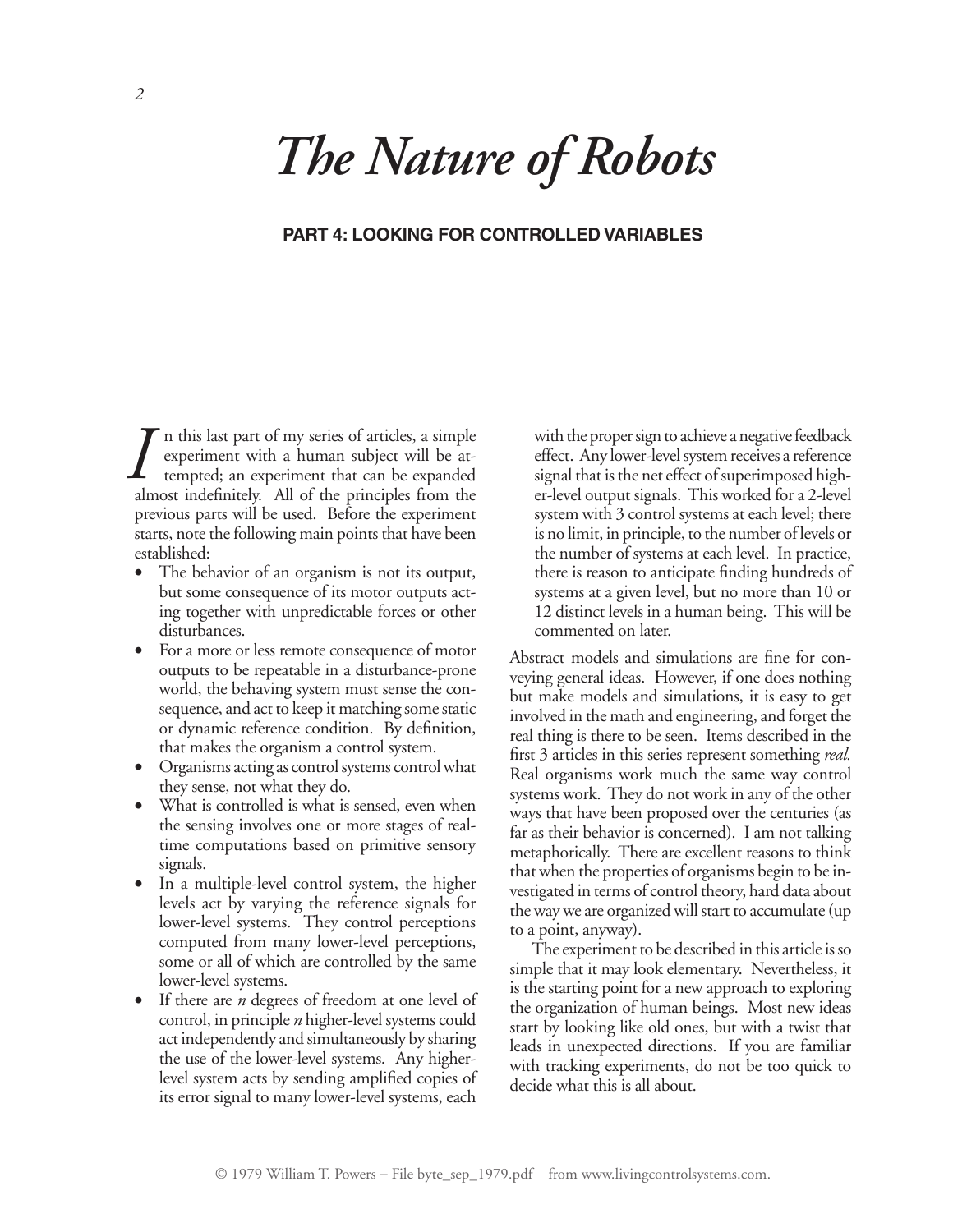# The Nature of Robots

## PART 4: LOOKING FOR CONTROLLED VARIABLES

In this last part of my series of articles, a simple experiment with a human subject will be attempted; an experiment that can be expanded almost indefinitely. All of the principles from the previous parts will be used. Before the experiment starts, note the following main points that have been established:

- The behavior of an organism is not its output, but some consequence of its motor outputs acting together with unpredictable forces or other disturbances.
- For a more or less remote consequence of motor outputs to be repeatable in a disturbance-prone world, the behaving system must sense the consequence, and act to keep it matching some static or dynamic reference condition. By definition, that makes the organism a control system.
- Organisms acting as control systems control what they sense, not what they do.
- What is controlled is what is sensed, even when the sensing involves one or more stages of real-time computations based on primitive sensory signals.
- In a multiple-level control system, the higher levels act by varying the reference signals for lower-level systems. They control perceptions computed from many lower-level perceptions, some or all of which are controlled by the same lower-level systems.
- If there are *n* degrees of freedom at one level of control, in principle *n* higher-level systems could act independently and simultaneously by sharing the use of the lower-level systems. Any higher-level system acts by sending amplified copies of its error signal to many lower-level systems, each with the proper sign to achieve a negative feedback effect. Any lower-level system receives a reference signal that is the net effect of superimposed higher-level output signals. This worked for a 2-level system with 3 control systems at each level; there is no limit, in principle, to the number of levels or the number of systems at each level. In practice, there is reason to anticipate finding hundreds of systems at a given level, but no more than 10 or 12 distinct levels in a human being. This will be commented on later.

Abstract models and simulations are fine for conveying general ideas. However, if one does nothing but make models and simulations, it is easy to get involved in the math and engineering, and forget the real thing is there to be seen. Items described in the first 3 articles in this series represent something *real.* Real organisms work much the same way control systems work. They do not work in any of the other ways that have been proposed over the centuries (as far as their behavior is concerned). I am not talking metaphorically. There are excellent reasons to think that when the properties of organisms begin to be investigated in terms of control theory, hard data about the way we are organized will start to accumulate (up to a point, anyway).

The experiment to be described in this article is so simple that it may look elementary. Nevertheless, it is the starting point for a new approach to exploring the organization of human beings. Most new ideas start by looking like old ones, but with a twist that leads in unexpected directions. If you are familiar with tracking experiments, do not be too quick to decide what this is all about.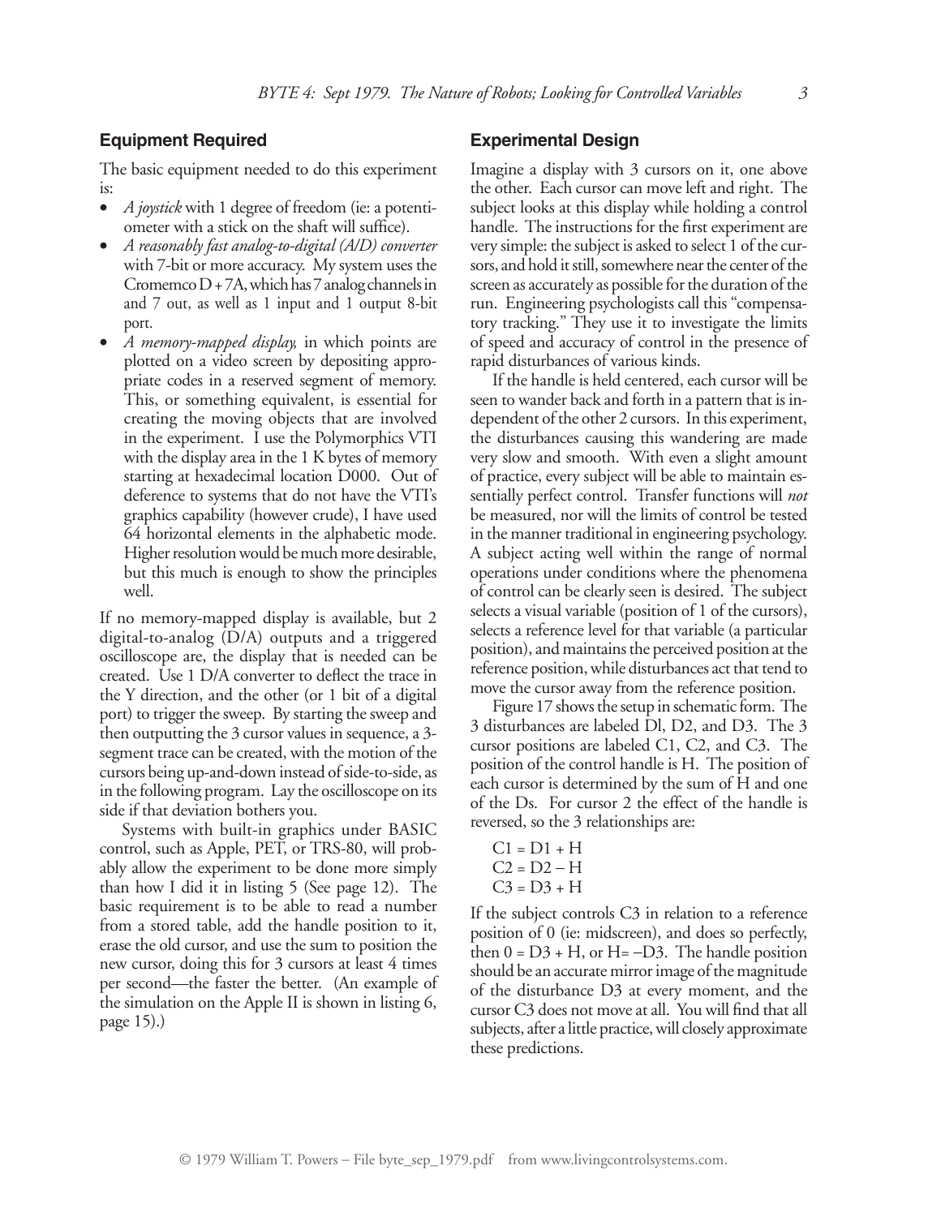## Equipment Required

The basic equipment needed to do this experiment is:

- *A joystick* with 1 degree of freedom (ie: a potentiometer with a stick on the shaft will suffice).
- *A reasonably fast analog-to-digital (A/D) converter* with 7-bit or more accuracy. My system uses the Cromemco D + 7A, which has 7 analog channels in and 7 out, as well as 1 input and 1 output 8-bit port.
- *A memory-mapped display,* in which points are plotted on a video screen by depositing appropriate codes in a reserved segment of memory. This, or something equivalent, is essential for creating the moving objects that are involved in the experiment. I use the Polymorphics VTI with the display area in the 1 K bytes of memory starting at hexadecimal location D000. Out of deference to systems that do not have the VTI's graphics capability (however crude), I have used 64 horizontal elements in the alphabetic mode. Higher resolution would be much more desirable, but this much is enough to show the principles well.

If no memory-mapped display is available, but 2 digital-to-analog (D/A) outputs and a triggered oscilloscope are, the display that is needed can be created. Use 1 D/A converter to deflect the trace in the Y direction, and the other (or 1 bit of a digital port) to trigger the sweep. By starting the sweep and then outputting the 3 cursor values in sequence, a 3-segment trace can be created, with the motion of the cursors being up-and-down instead of side-to-side, as in the following program. Lay the oscilloscope on its side if that deviation bothers you.

Systems with built-in graphics under BASIC control, such as Apple, PET, or TRS-80, will probably allow the experiment to be done more simply than how I did it in listing 5 (See page 12). The basic requirement is to be able to read a number from a stored table, add the handle position to it, erase the old cursor, and use the sum to position the new cursor, doing this for 3 cursors at least 4 times per second—the faster the better. (An example of the simulation on the Apple II is shown in listing 6, page 15).)

## Experimental Design

Imagine a display with 3 cursors on it, one above the other. Each cursor can move left and right. The subject looks at this display while holding a control handle. The instructions for the first experiment are very simple: the subject is asked to select 1 of the cursors, and hold it still, somewhere near the center of the screen as accurately as possible for the duration of the run. Engineering psychologists call this "compensatory tracking." They use it to investigate the limits of speed and accuracy of control in the presence of rapid disturbances of various kinds.

If the handle is held centered, each cursor will be seen to wander back and forth in a pattern that is independent of the other 2 cursors. In this experiment, the disturbances causing this wandering are made very slow and smooth. With even a slight amount of practice, every subject will be able to maintain essentially perfect control. Transfer functions will *not* be measured, nor will the limits of control be tested in the manner traditional in engineering psychology. A subject acting well within the range of normal operations under conditions where the phenomena of control can be clearly seen is desired. The subject selects a visual variable (position of 1 of the cursors), selects a reference level for that variable (a particular position), and maintains the perceived position at the reference position, while disturbances act that tend to move the cursor away from the reference position.

Figure 17 shows the setup in schematic form. The 3 disturbances are labeled Dl, D2, and D3. The 3 cursor positions are labeled C1, C2, and C3. The position of the control handle is H. The position of each cursor is determined by the sum of H and one of the Ds. For cursor 2 the effect of the handle is reversed, so the 3 relationships are:

$$C1 = D1 + H$$
$$C2 = D2 - H$$
$$C3 = D3 + H$$

If the subject controls C3 in relation to a reference position of 0 (ie: midscreen), and does so perfectly, then $0 = D3 + H$, or $H = -D3$. The handle position should be an accurate mirror image of the magnitude of the disturbance D3 at every moment, and the cursor C3 does not move at all. You will find that all subjects, after a little practice, will closely approximate these predictions.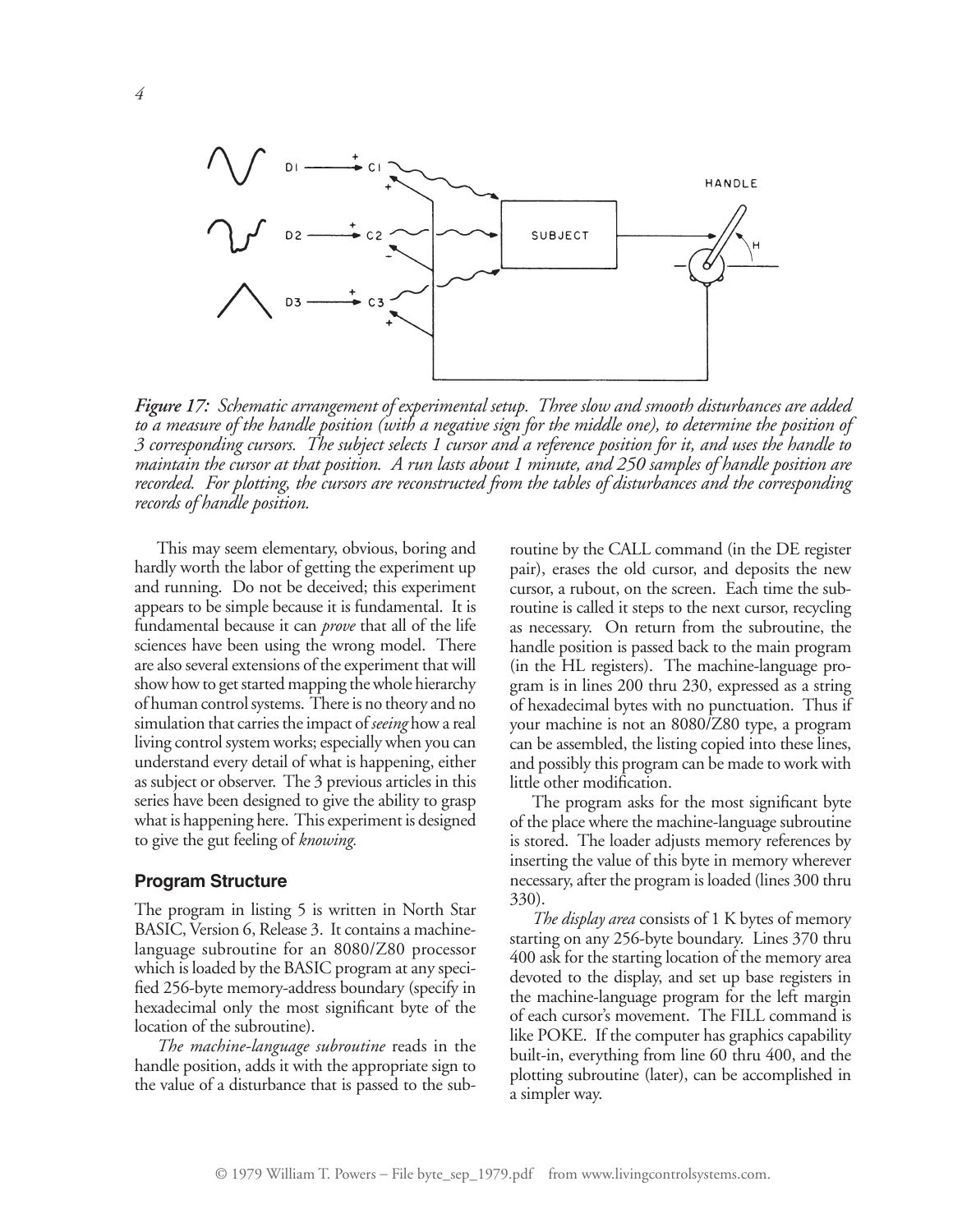*Figure 17: Schematic arrangement of experimental setup. Three slow and smooth disturbances are added to a measure of the handle position (with a negative sign for the middle one), to determine the position of 3 corresponding cursors. The subject selects 1 cursor and a reference position for it, and uses the handle to maintain the cursor at that position. A run lasts about 1 minute, and 250 samples of handle position are recorded. For plotting, the cursors are reconstructed from the tables of disturbances and the corresponding records of handle position.*

This may seem elementary, obvious, boring and hardly worth the labor of getting the experiment up and running. Do not be deceived; this experiment appears to be simple because it is fundamental. It is fundamental because it can *prove* that all of the life sciences have been using the wrong model. There are also several extensions of the experiment that will show how to get started mapping the whole hierarchy of human control systems. There is no theory and no simulation that carries the impact of *seeing* how a real living control system works; especially when you can understand every detail of what is happening, either as subject or observer. The 3 previous articles in this series have been designed to give the ability to grasp what is happening here. This experiment is designed to give the gut feeling of *knowing*.

### Program Structure

The program in listing 5 is written in North Star BASIC, Version 6, Release 3. It contains a machine-language subroutine for an 8080/Z80 processor which is loaded by the BASIC program at any specified 256-byte memory-address boundary (specify in hexadecimal only the most significant byte of the location of the subroutine).

*The machine-language subroutine* reads in the handle position, adds it with the appropriate sign to the value of a disturbance that is passed to the subroutine by the CALL command (in the DE register pair), erases the old cursor, and deposits the new cursor, a rubout, on the screen. Each time the subroutine is called it steps to the next cursor, recycling as necessary. On return from the subroutine, the handle position is passed back to the main program (in the HL registers). The machine-language program is in lines 200 thru 230, expressed as a string of hexadecimal bytes with no punctuation. Thus if your machine is not an 8080/Z80 type, a program can be assembled, the listing copied into these lines, and possibly this program can be made to work with little other modification.

The program asks for the most significant byte of the place where the machine-language subroutine is stored. The loader adjusts memory references by inserting the value of this byte in memory wherever necessary, after the program is loaded (lines 300 thru 330).

*The display area* consists of 1 K bytes of memory starting on any 256-byte boundary. Lines 370 thru 400 ask for the starting location of the memory area devoted to the display, and set up base registers in the machine-language program for the left margin of each cursor's movement. The FILL command is like POKE. If the computer has graphics capability built-in, everything from line 60 thru 400, and the plotting subroutine (later), can be accomplished in a simpler way.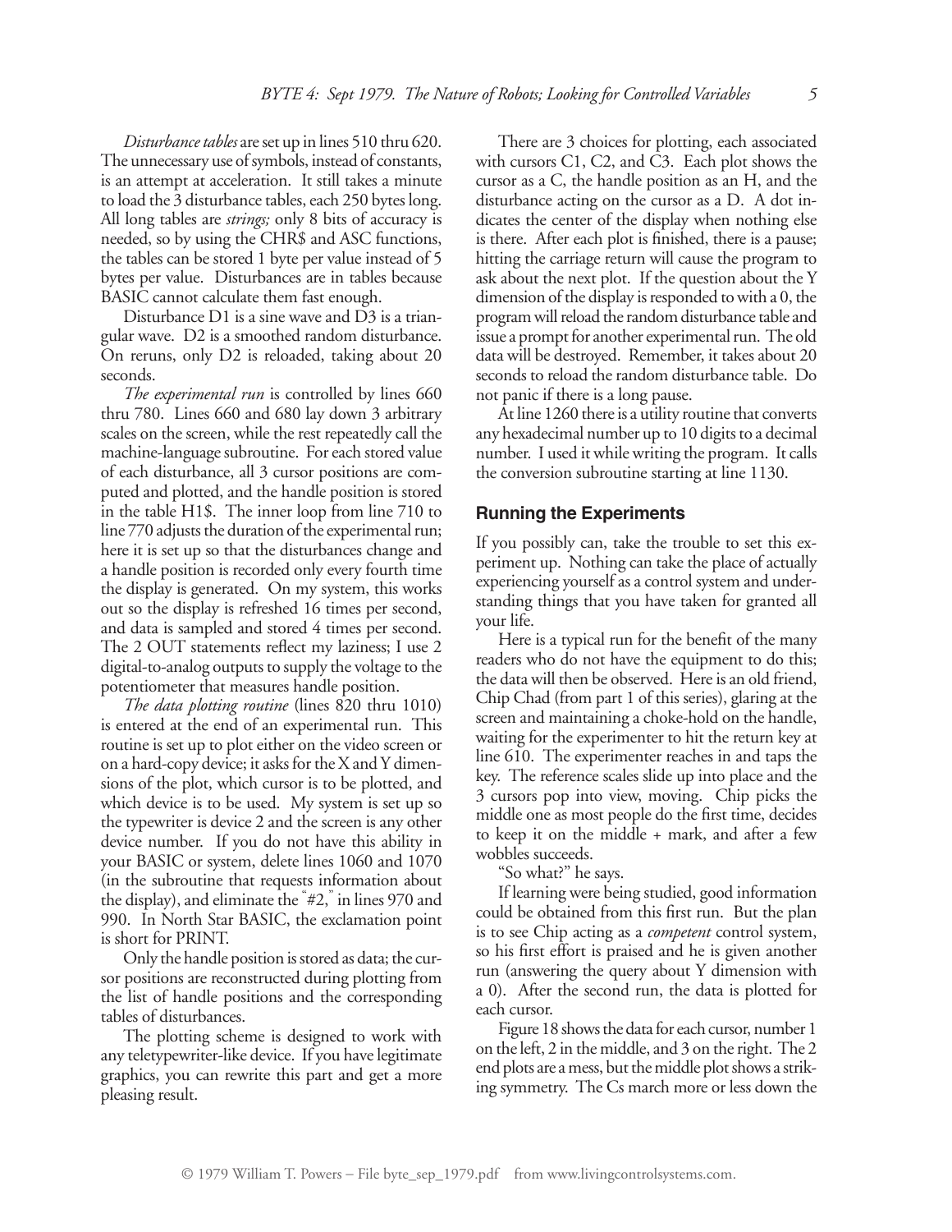*Disturbance tables* are set up in lines 510 thru 620. The unnecessary use of symbols, instead of constants, is an attempt at acceleration. It still takes a minute to load the 3 disturbance tables, each 250 bytes long. All long tables are *strings;* only 8 bits of accuracy is needed, so by using the CHR$ and ASC functions, the tables can be stored 1 byte per value instead of 5 bytes per value. Disturbances are in tables because BASIC cannot calculate them fast enough.

Disturbance D1 is a sine wave and D3 is a triangular wave. D2 is a smoothed random disturbance. On reruns, only D2 is reloaded, taking about 20 seconds.

*The experimental run* is controlled by lines 660 thru 780. Lines 660 and 680 lay down 3 arbitrary scales on the screen, while the rest repeatedly call the machine-language subroutine. For each stored value of each disturbance, all 3 cursor positions are computed and plotted, and the handle position is stored in the table H1$. The inner loop from line 710 to line 770 adjusts the duration of the experimental run; here it is set up so that the disturbances change and a handle position is recorded only every fourth time the display is generated. On my system, this works out so the display is refreshed 16 times per second, and data is sampled and stored 4 times per second. The 2 OUT statements reflect my laziness; I use 2 digital-to-analog outputs to supply the voltage to the potentiometer that measures handle position.

*The data plotting routine* (lines 820 thru 1010) is entered at the end of an experimental run. This routine is set up to plot either on the video screen or on a hard-copy device; it asks for the X and Y dimensions of the plot, which cursor is to be plotted, and which device is to be used. My system is set up so the typewriter is device 2 and the screen is any other device number. If you do not have this ability in your BASIC or system, delete lines 1060 and 1070 (in the subroutine that requests information about the display), and eliminate the "#2," in lines 970 and 990. In North Star BASIC, the exclamation point is short for PRINT.

Only the handle position is stored as data; the cursor positions are reconstructed during plotting from the list of handle positions and the corresponding tables of disturbances.

The plotting scheme is designed to work with any teletypewriter-like device. If you have legitimate graphics, you can rewrite this part and get a more pleasing result.

There are 3 choices for plotting, each associated with cursors C1, C2, and C3. Each plot shows the cursor as a C, the handle position as an H, and the disturbance acting on the cursor as a D. A dot indicates the center of the display when nothing else is there. After each plot is finished, there is a pause; hitting the carriage return will cause the program to ask about the next plot. If the question about the Y dimension of the display is responded to with a 0, the program will reload the random disturbance table and issue a prompt for another experimental run. The old data will be destroyed. Remember, it takes about 20 seconds to reload the random disturbance table. Do not panic if there is a long pause.

At line 1260 there is a utility routine that converts any hexadecimal number up to 10 digits to a decimal number. I used it while writing the program. It calls the conversion subroutine starting at line 1130.

## Running the Experiments

If you possibly can, take the trouble to set this experiment up. Nothing can take the place of actually experiencing yourself as a control system and understanding things that you have taken for granted all your life.

Here is a typical run for the benefit of the many readers who do not have the equipment to do this; the data will then be observed. Here is an old friend, Chip Chad (from part 1 of this series), glaring at the screen and maintaining a choke-hold on the handle, waiting for the experimenter to hit the return key at line 610. The experimenter reaches in and taps the key. The reference scales slide up into place and the 3 cursors pop into view, moving. Chip picks the middle one as most people do the first time, decides to keep it on the middle + mark, and after a few wobbles succeeds.

"So what?" he says.

If learning were being studied, good information could be obtained from this first run. But the plan is to see Chip acting as a *competent* control system, so his first effort is praised and he is given another run (answering the query about Y dimension with a 0). After the second run, the data is plotted for each cursor.

Figure 18 shows the data for each cursor, number 1 on the left, 2 in the middle, and 3 on the right. The 2 end plots are a mess, but the middle plot shows a striking symmetry. The Cs march more or less down the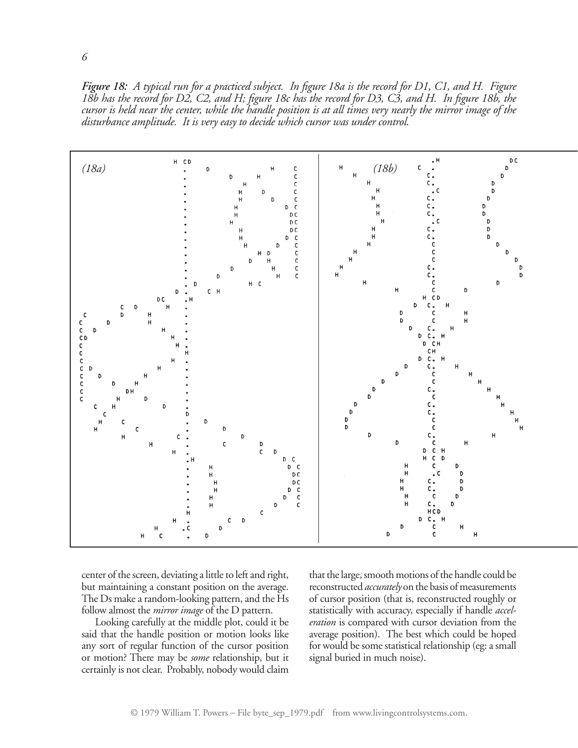*Figure 18: A typical run for a practiced subject. In figure 18a is the record for D1, C1, and H. Figure 18b has the record for D2, C2, and H; figure 18c has the record for D3, C3, and H. In figure 18b, the cursor is held near the center, while the handle position is at all times very nearly the mirror image of the disturbance amplitude. It is very easy to decide which cursor was under control.*

center of the screen, deviating a little to left and right, but maintaining a constant position on the average. The Ds make a random-looking pattern, and the Hs follow almost the *mirror image* of the D pattern.

Looking carefully at the middle plot, could it be said that the handle position or motion looks like any sort of regular function of the cursor position or motion? There may be *some* relationship, but it certainly is not clear. Probably, nobody would claim that the large, smooth motions of the handle could be reconstructed *accurately* on the basis of measurements of cursor position (that is, reconstructed roughly or statistically with accuracy, especially if handle *acceleration* is compared with cursor deviation from the average position). The best which could be hoped for would be some statistical relationship (eg: a small signal buried in much noise).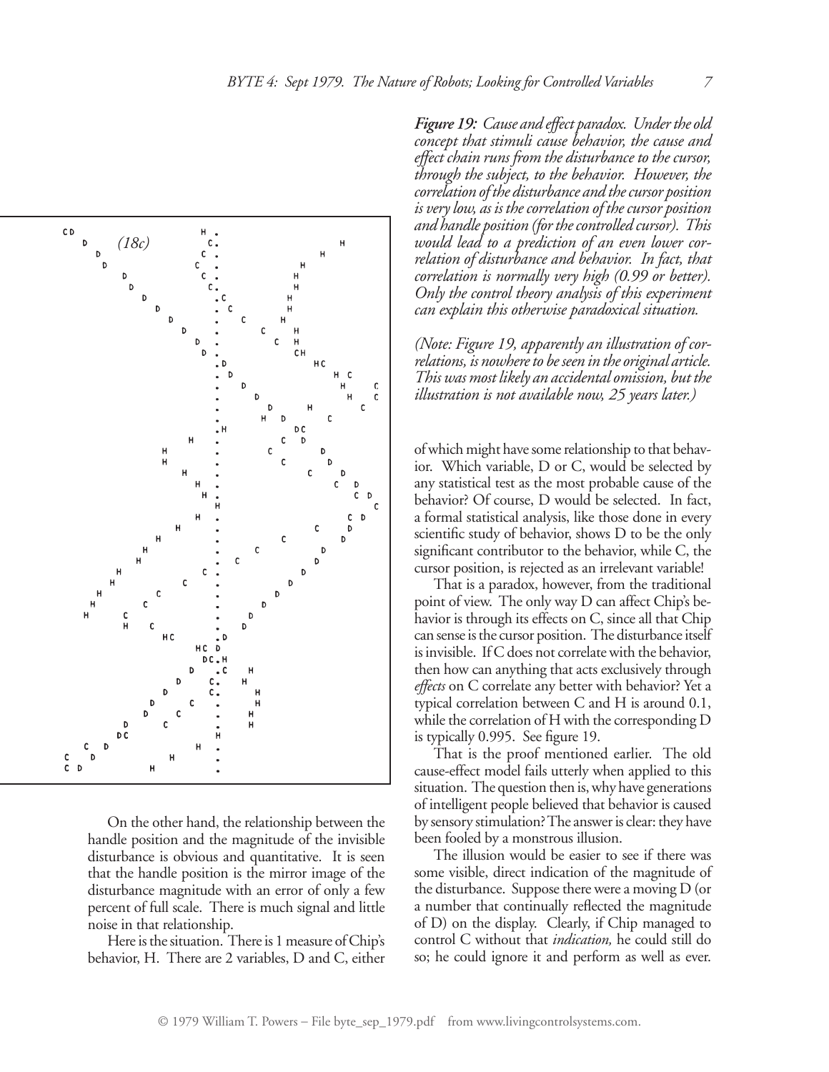*Figure 19: Cause and effect paradox. Under the old concept that stimuli cause behavior, the cause and effect chain runs from the disturbance to the cursor, through the subject, to the behavior. However, the correlation of the disturbance and the cursor position is very low, as is the correlation of the cursor position and handle position (for the controlled cursor). This would lead to a prediction of an even lower correlation of disturbance and behavior. In fact, that correlation is normally very high (0.99 or better). Only the control theory analysis of this experiment can explain this otherwise paradoxical situation.*

*(Note: Figure 19, apparently an illustration of correlations, is nowhere to be seen in the original article. This was most likely an accidental omission, but the illustration is not available now, 25 years later.)*

(18c)

On the other hand, the relationship between the handle position and the magnitude of the invisible disturbance is obvious and quantitative. It is seen that the handle position is the mirror image of the disturbance magnitude with an error of only a few percent of full scale. There is much signal and little noise in that relationship.

Here is the situation. There is 1 measure of Chip's behavior, H. There are 2 variables, D and C, either of which might have some relationship to that behavior. Which variable, D or C, would be selected by any statistical test as the most probable cause of the behavior? Of course, D would be selected. In fact, a formal statistical analysis, like those done in every scientific study of behavior, shows D to be the only significant contributor to the behavior, while C, the cursor position, is rejected as an irrelevant variable!

That is a paradox, however, from the traditional point of view. The only way D can affect Chip's behavior is through its effects on C, since all that Chip can sense is the cursor position. The disturbance itself is invisible. If C does not correlate with the behavior, then how can anything that acts exclusively through *effects* on C correlate any better with behavior? Yet a typical correlation between C and H is around 0.1, while the correlation of H with the corresponding D is typically 0.995. See figure 19.

That is the proof mentioned earlier. The old cause-effect model fails utterly when applied to this situation. The question then is, why have generations of intelligent people believed that behavior is caused by sensory stimulation? The answer is clear: they have been fooled by a monstrous illusion.

The illusion would be easier to see if there was some visible, direct indication of the magnitude of the disturbance. Suppose there were a moving D (or a number that continually reflected the magnitude of D) on the display. Clearly, if Chip managed to control C without that *indication,* he could still do so; he could ignore it and perform as well as ever.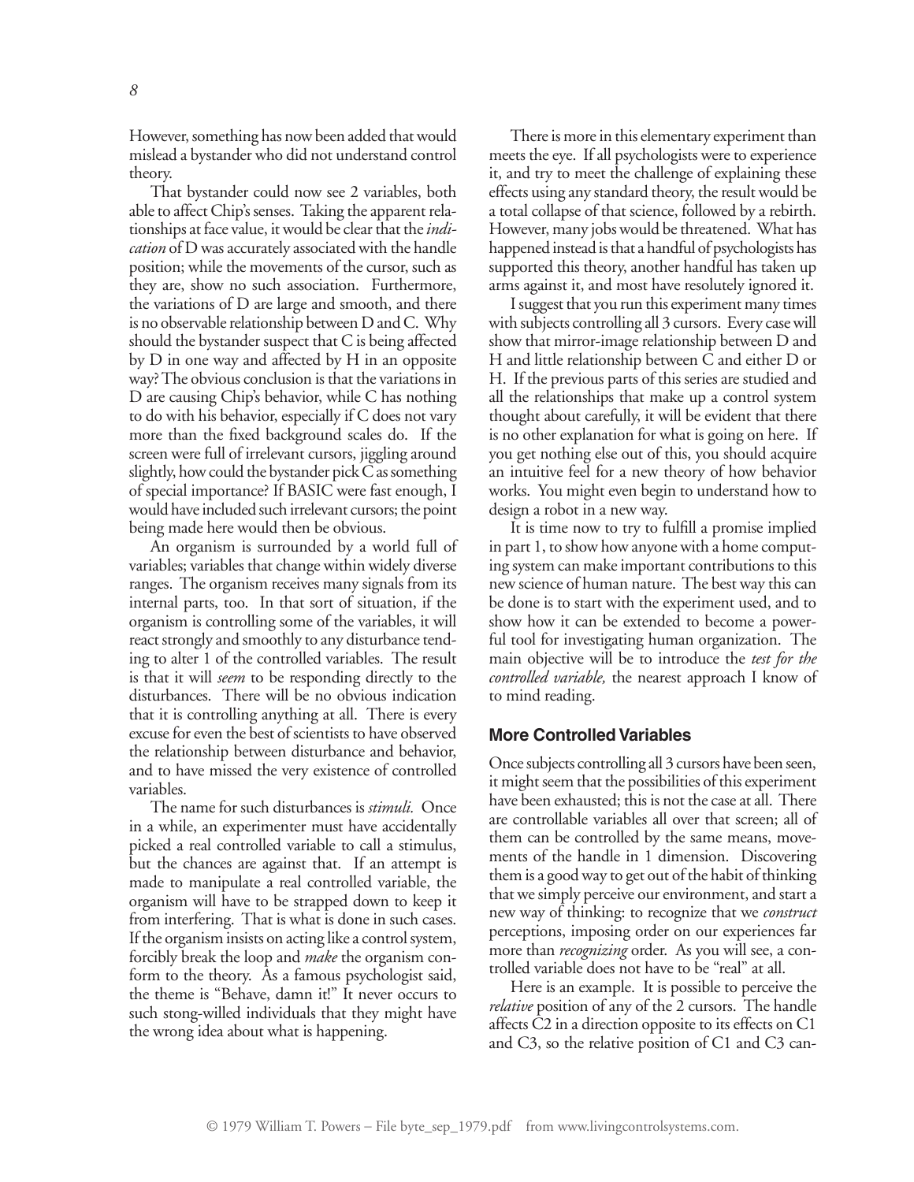However, something has now been added that would mislead a bystander who did not understand control theory.

That bystander could now see 2 variables, both able to affect Chip's senses. Taking the apparent relationships at face value, it would be clear that the *indication* of D was accurately associated with the handle position; while the movements of the cursor, such as they are, show no such association. Furthermore, the variations of D are large and smooth, and there is no observable relationship between D and C. Why should the bystander suspect that C is being affected by D in one way and affected by H in an opposite way? The obvious conclusion is that the variations in D are causing Chip's behavior, while C has nothing to do with his behavior, especially if C does not vary more than the fixed background scales do. If the screen were full of irrelevant cursors, jiggling around slightly, how could the bystander pick C as something of special importance? If BASIC were fast enough, I would have included such irrelevant cursors; the point being made here would then be obvious.

An organism is surrounded by a world full of variables; variables that change within widely diverse ranges. The organism receives many signals from its internal parts, too. In that sort of situation, if the organism is controlling some of the variables, it will react strongly and smoothly to any disturbance tending to alter 1 of the controlled variables. The result is that it will *seem* to be responding directly to the disturbances. There will be no obvious indication that it is controlling anything at all. There is every excuse for even the best of scientists to have observed the relationship between disturbance and behavior, and to have missed the very existence of controlled variables.

The name for such disturbances is *stimuli.* Once in a while, an experimenter must have accidentally picked a real controlled variable to call a stimulus, but the chances are against that. If an attempt is made to manipulate a real controlled variable, the organism will have to be strapped down to keep it from interfering. That is what is done in such cases. If the organism insists on acting like a control system, forcibly break the loop and *make* the organism conform to the theory. As a famous psychologist said, the theme is "Behave, damn it!" It never occurs to such stong-willed individuals that they might have the wrong idea about what is happening.

There is more in this elementary experiment than meets the eye. If all psychologists were to experience it, and try to meet the challenge of explaining these effects using any standard theory, the result would be a total collapse of that science, followed by a rebirth. However, many jobs would be threatened. What has happened instead is that a handful of psychologists has supported this theory, another handful has taken up arms against it, and most have resolutely ignored it.

I suggest that you run this experiment many times with subjects controlling all 3 cursors. Every case will show that mirror-image relationship between D and H and little relationship between C and either D or H. If the previous parts of this series are studied and all the relationships that make up a control system thought about carefully, it will be evident that there is no other explanation for what is going on here. If you get nothing else out of this, you should acquire an intuitive feel for a new theory of how behavior works. You might even begin to understand how to design a robot in a new way.

It is time now to try to fulfill a promise implied in part 1, to show how anyone with a home computing system can make important contributions to this new science of human nature. The best way this can be done is to start with the experiment used, and to show how it can be extended to become a powerful tool for investigating human organization. The main objective will be to introduce the *test for the controlled variable,* the nearest approach I know of to mind reading.

### More Controlled Variables

Once subjects controlling all 3 cursors have been seen, it might seem that the possibilities of this experiment have been exhausted; this is not the case at all. There are controllable variables all over that screen; all of them can be controlled by the same means, movements of the handle in 1 dimension. Discovering them is a good way to get out of the habit of thinking that we simply perceive our environment, and start a new way of thinking: to recognize that we *construct* perceptions, imposing order on our experiences far more than *recognizing* order. As you will see, a controlled variable does not have to be "real" at all.

Here is an example. It is possible to perceive the *relative* position of any of the 2 cursors. The handle affects C2 in a direction opposite to its effects on C1 and C3, so the relative position of C1 and C3 can-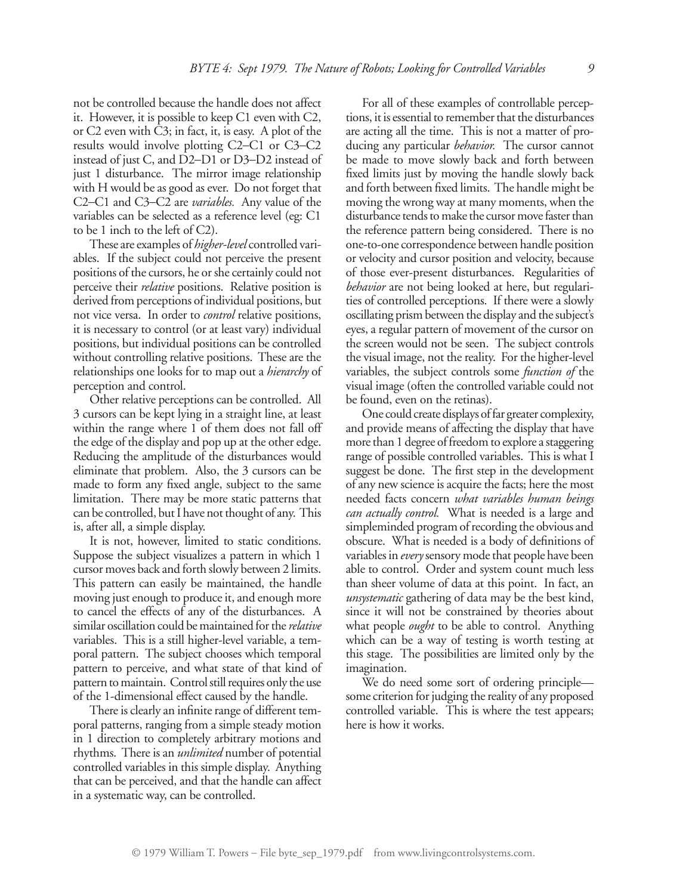not be controlled because the handle does not affect it. However, it is possible to keep C1 even with C2, or C2 even with C3; in fact, it, is easy. A plot of the results would involve plotting C2–C1 or C3–C2 instead of just C, and D2–D1 or D3–D2 instead of just 1 disturbance. The mirror image relationship with H would be as good as ever. Do not forget that C2–C1 and C3–C2 are *variables.* Any value of the variables can be selected as a reference level (eg: C1 to be 1 inch to the left of C2).

These are examples of *higher-level* controlled variables. If the subject could not perceive the present positions of the cursors, he or she certainly could not perceive their *relative* positions. Relative position is derived from perceptions of individual positions, but not vice versa. In order to *control* relative positions, it is necessary to control (or at least vary) individual positions, but individual positions can be controlled without controlling relative positions. These are the relationships one looks for to map out a *hierarchy* of perception and control.

Other relative perceptions can be controlled. All 3 cursors can be kept lying in a straight line, at least within the range where 1 of them does not fall off the edge of the display and pop up at the other edge. Reducing the amplitude of the disturbances would eliminate that problem. Also, the 3 cursors can be made to form any fixed angle, subject to the same limitation. There may be more static patterns that can be controlled, but I have not thought of any. This is, after all, a simple display.

It is not, however, limited to static conditions. Suppose the subject visualizes a pattern in which 1 cursor moves back and forth slowly between 2 limits. This pattern can easily be maintained, the handle moving just enough to produce it, and enough more to cancel the effects of any of the disturbances. A similar oscillation could be maintained for the *relative* variables. This is a still higher-level variable, a temporal pattern. The subject chooses which temporal pattern to perceive, and what state of that kind of pattern to maintain. Control still requires only the use of the 1-dimensional effect caused by the handle.

There is clearly an infinite range of different temporal patterns, ranging from a simple steady motion in 1 direction to completely arbitrary motions and rhythms. There is an *unlimited* number of potential controlled variables in this simple display. Anything that can be perceived, and that the handle can affect in a systematic way, can be controlled.

For all of these examples of controllable perceptions, it is essential to remember that the disturbances are acting all the time. This is not a matter of producing any particular *behavior.* The cursor cannot be made to move slowly back and forth between fixed limits just by moving the handle slowly back and forth between fixed limits. The handle might be moving the wrong way at many moments, when the disturbance tends to make the cursor move faster than the reference pattern being considered. There is no one-to-one correspondence between handle position or velocity and cursor position and velocity, because of those ever-present disturbances. Regularities of *behavior* are not being looked at here, but regularities of controlled perceptions. If there were a slowly oscillating prism between the display and the subject's eyes, a regular pattern of movement of the cursor on the screen would not be seen. The subject controls the visual image, not the reality. For the higher-level variables, the subject controls some *function of* the visual image (often the controlled variable could not be found, even on the retinas).

One could create displays of far greater complexity, and provide means of affecting the display that have more than 1 degree of freedom to explore a staggering range of possible controlled variables. This is what I suggest be done. The first step in the development of any new science is acquire the facts; here the most needed facts concern *what variables human beings can actually control.* What is needed is a large and simpleminded program of recording the obvious and obscure. What is needed is a body of definitions of variables in *every* sensory mode that people have been able to control. Order and system count much less than sheer volume of data at this point. In fact, an *unsystematic* gathering of data may be the best kind, since it will not be constrained by theories about what people *ought* to be able to control. Anything which can be a way of testing is worth testing at this stage. The possibilities are limited only by the imagination.

We do need some sort of ordering principle—some criterion for judging the reality of any proposed controlled variable. This is where the test appears; here is how it works.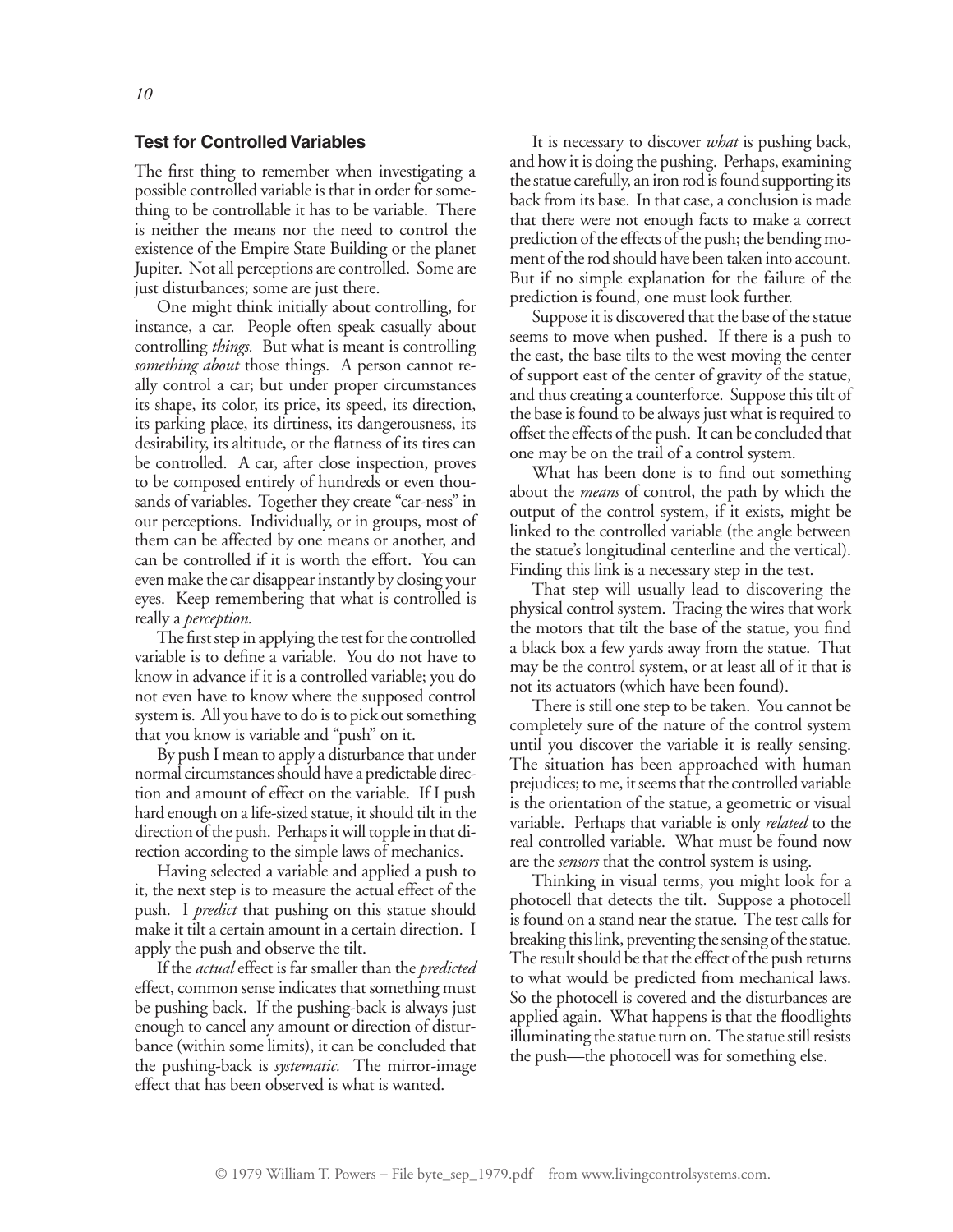### Test for Controlled Variables

The first thing to remember when investigating a possible controlled variable is that in order for something to be controllable it has to be variable. There is neither the means nor the need to control the existence of the Empire State Building or the planet Jupiter. Not all perceptions are controlled. Some are just disturbances; some are just there.

One might think initially about controlling, for instance, a car. People often speak casually about controlling *things*. But what is meant is controlling *something about* those things. A person cannot really control a car; but under proper circumstances its shape, its color, its price, its speed, its direction, its parking place, its dirtiness, its dangerousness, its desirability, its altitude, or the flatness of its tires can be controlled. A car, after close inspection, proves to be composed entirely of hundreds or even thousands of variables. Together they create "car-ness" in our perceptions. Individually, or in groups, most of them can be affected by one means or another, and can be controlled if it is worth the effort. You can even make the car disappear instantly by closing your eyes. Keep remembering that what is controlled is really a *perception*.

The first step in applying the test for the controlled variable is to define a variable. You do not have to know in advance if it is a controlled variable; you do not even have to know where the supposed control system is. All you have to do is to pick out something that you know is variable and "push" on it.

By push I mean to apply a disturbance that under normal circumstances should have a predictable direction and amount of effect on the variable. If I push hard enough on a life-sized statue, it should tilt in the direction of the push. Perhaps it will topple in that direction according to the simple laws of mechanics.

Having selected a variable and applied a push to it, the next step is to measure the actual effect of the push. I *predict* that pushing on this statue should make it tilt a certain amount in a certain direction. I apply the push and observe the tilt.

If the *actual* effect is far smaller than the *predicted* effect, common sense indicates that something must be pushing back. If the pushing-back is always just enough to cancel any amount or direction of disturbance (within some limits), it can be concluded that the pushing-back is *systematic*. The mirror-image effect that has been observed is what is wanted.

It is necessary to discover *what* is pushing back, and how it is doing the pushing. Perhaps, examining the statue carefully, an iron rod is found supporting its back from its base. In that case, a conclusion is made that there were not enough facts to make a correct prediction of the effects of the push; the bending moment of the rod should have been taken into account. But if no simple explanation for the failure of the prediction is found, one must look further.

Suppose it is discovered that the base of the statue seems to move when pushed. If there is a push to the east, the base tilts to the west moving the center of support east of the center of gravity of the statue, and thus creating a counterforce. Suppose this tilt of the base is found to be always just what is required to offset the effects of the push. It can be concluded that one may be on the trail of a control system.

What has been done is to find out something about the *means* of control, the path by which the output of the control system, if it exists, might be linked to the controlled variable (the angle between the statue's longitudinal centerline and the vertical). Finding this link is a necessary step in the test.

That step will usually lead to discovering the physical control system. Tracing the wires that work the motors that tilt the base of the statue, you find a black box a few yards away from the statue. That may be the control system, or at least all of it that is not its actuators (which have been found).

There is still one step to be taken. You cannot be completely sure of the nature of the control system until you discover the variable it is really sensing. The situation has been approached with human prejudices; to me, it seems that the controlled variable is the orientation of the statue, a geometric or visual variable. Perhaps that variable is only *related* to the real controlled variable. What must be found now are the *sensors* that the control system is using.

Thinking in visual terms, you might look for a photocell that detects the tilt. Suppose a photocell is found on a stand near the statue. The test calls for breaking this link, preventing the sensing of the statue. The result should be that the effect of the push returns to what would be predicted from mechanical laws. So the photocell is covered and the disturbances are applied again. What happens is that the floodlights illuminating the statue turn on. The statue still resists the push—the photocell was for something else.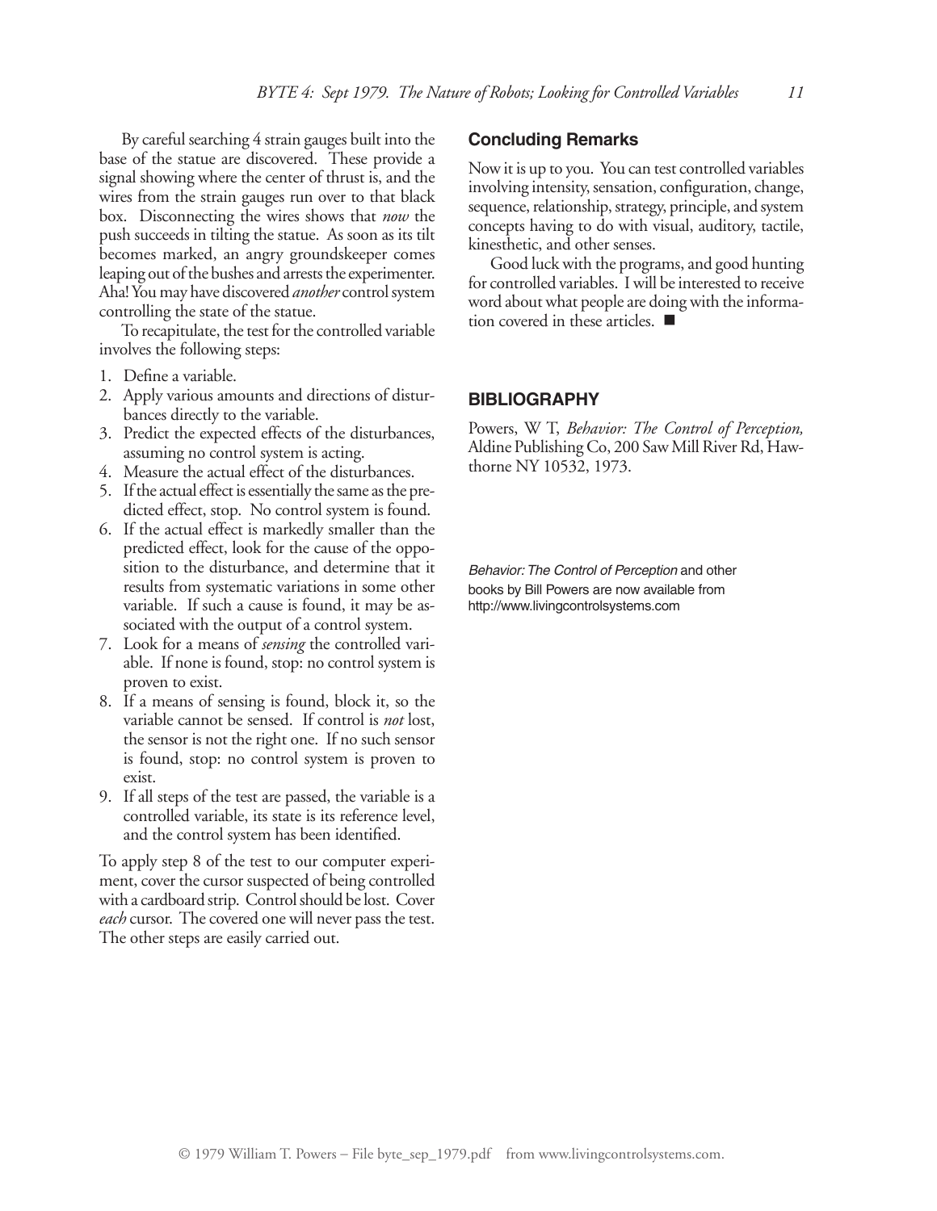By careful searching 4 strain gauges built into the base of the statue are discovered. These provide a signal showing where the center of thrust is, and the wires from the strain gauges run over to that black box. Disconnecting the wires shows that *now* the push succeeds in tilting the statue. As soon as its tilt becomes marked, an angry groundskeeper comes leaping out of the bushes and arrests the experimenter. Aha! You may have discovered *another* control system controlling the state of the statue.

To recapitulate, the test for the controlled variable involves the following steps:

1. Define a variable.
2. Apply various amounts and directions of disturbances directly to the variable.
3. Predict the expected effects of the disturbances, assuming no control system is acting.
4. Measure the actual effect of the disturbances.
5. If the actual effect is essentially the same as the predicted effect, stop. No control system is found.
6. If the actual effect is markedly smaller than the predicted effect, look for the cause of the opposition to the disturbance, and determine that it results from systematic variations in some other variable. If such a cause is found, it may be associated with the output of a control system.
7. Look for a means of *sensing* the controlled variable. If none is found, stop: no control system is proven to exist.
8. If a means of sensing is found, block it, so the variable cannot be sensed. If control is *not* lost, the sensor is not the right one. If no such sensor is found, stop: no control system is proven to exist.
9. If all steps of the test are passed, the variable is a controlled variable, its state is its reference level, and the control system has been identified.

To apply step 8 of the test to our computer experiment, cover the cursor suspected of being controlled with a cardboard strip. Control should be lost. Cover *each* cursor. The covered one will never pass the test. The other steps are easily carried out.

### Concluding Remarks

Now it is up to you. You can test controlled variables involving intensity, sensation, configuration, change, sequence, relationship, strategy, principle, and system concepts having to do with visual, auditory, tactile, kinesthetic, and other senses.

Good luck with the programs, and good hunting for controlled variables. I will be interested to receive word about what people are doing with the information covered in these articles. ■

### BIBLIOGRAPHY

Powers, W T, *Behavior: The Control of Perception,* Aldine Publishing Co, 200 Saw Mill River Rd, Hawthorne NY 10532, 1973.

*Behavior: The Control of Perception* and other books by Bill Powers are now available from http://www.livingcontrolsystems.com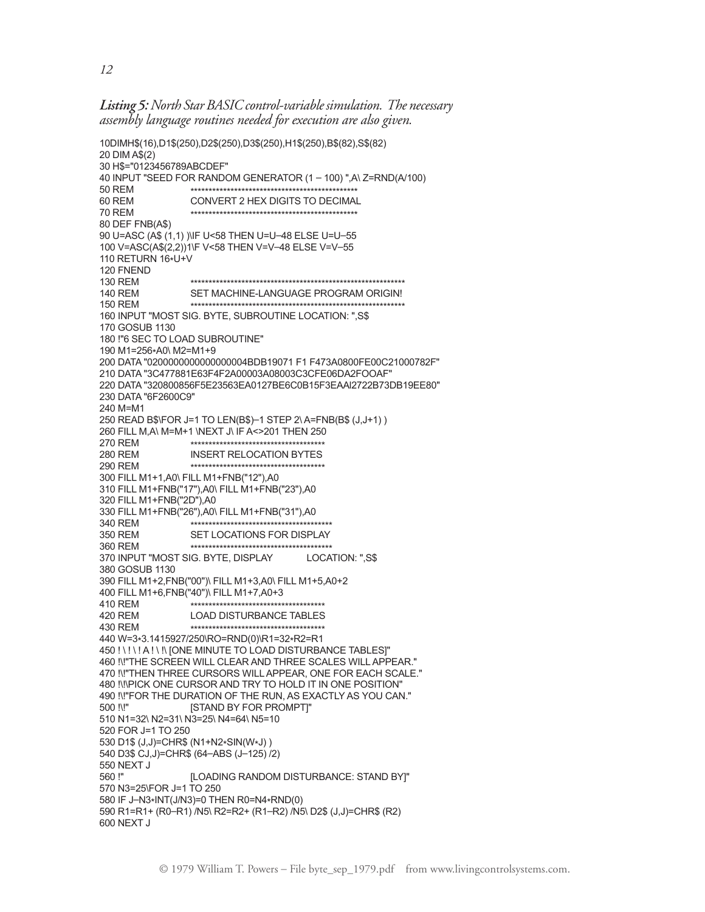***Listing 5:*** *North Star BASIC control-variable simulation. The necessary assembly language routines needed for execution are also given.*

```
10DIMH$(16),D1$(250),D2$(250),D3$(250),H1$(250),B$(82),S$(82)
20 DIM A$(2)
30 H$="0123456789ABCDEF"
40 INPUT "SEED FOR RANDOM GENERATOR (1 – 100) ",A\ Z=RND(A/100)
50 REM              **********************************************
60 REM              CONVERT 2 HEX DIGITS TO DECIMAL
70 REM              **********************************************
80 DEF FNB(A$)
90 U=ASC (A$ (1,1) )\IF U<58 THEN U=U–48 ELSE U=U–55
100 V=ASC(A$(2,2))1\F V<58 THEN V=V–48 ELSE V=V–55
110 RETURN 16*U+V
120 FNEND
130 REM             ************************************************************
140 REM             SET MACHINE-LANGUAGE PROGRAM ORIGIN!
150 REM             ************************************************************
160 INPUT "MOST SIG. BYTE, SUBROUTINE LOCATION: ",S$
170 GOSUB 1130
180 !"6 SEC TO LOAD SUBROUTINE"
190 M1=256*A0\ M2=M1+9
200 DATA "0200000000000000004BDB19071 F1 F473A0800FE00C21000782F"
210 DATA "3C477881E63F4F2A00003A08003C3CFE06DA2F2FOOAF"
220 DATA "320800856F5E23563EA0127BE6C0B15F3EAAl2722B73DB19EE80"
230 DATA "6F2600C9"
240 M=M1
250 READ B$\FOR J=1 TO LEN(B$)–1 STEP 2\ A=FNB(B$ (J,J+1) )
260 FILL M,A\ M=M+1 \NEXT J\ IF A<>201 THEN 250
270 REM             **************************************
280 REM             INSERT RELOCATION BYTES
290 REM             **************************************
300 FILL M1+1,A0\ FILL M1+FNB("12"),A0
310 FILL M1+FNB("17"),A0\ FILL M1+FNB("23"),A0
320 FILL M1+FNB("2D"),A0
330 FILL M1+FNB("26"),A0\ FILL M1+FNB("31"),A0
340 REM             ****************************************
350 REM             SET LOCATIONS FOR DISPLAY
360 REM             ****************************************
370 INPUT "MOST SIG. BYTE, DISPLAY          LOCATION: ",S$
380 GOSUB 1130
390 FILL M1+2,FNB("00")\ FILL M1+3,A0\ FILL M1+5,A0+2
400 FILL M1+6,FNB("40")\ FILL M1+7,A0+3
410 REM             **************************************
420 REM             LOAD DISTURBANCE TABLES
430 REM             **************************************
440 W=3*3.1415927/250\RO=RND(0)\R1=32*R2=R1
450 ! \ ! \ ! A ! \ !\ [ONE MINUTE TO LOAD DISTURBANCE TABLES]"
460 !\!"THE SCREEN WILL CLEAR AND THREE SCALES WILL APPEAR."
470 !\!"THEN THREE CURSORS WILL APPEAR, ONE FOR EACH SCALE."
480 !\!\PICK ONE CURSOR AND TRY TO HOLD IT IN ONE POSITION"
490 !\!"FOR THE DURATION OF THE RUN, AS EXACTLY AS YOU CAN."
500 !\!"            [STAND BY FOR PROMPT]"
510 N1=32\ N2=31\ N3=25\ N4=64\ N5=10
520 FOR J=1 TO 250
530 D1$ (J,J)=CHR$ (N1+N2*SIN(W*J) )
540 D3$ CJ,J)=CHR$ (64–ABS (J–125) /2)
550 NEXT J
560 !"              [LOADING RANDOM DISTURBANCE: STAND BY]"
570 N3=25\FOR J=1 TO 250
580 IF J–N3*INT(J/N3)=0 THEN R0=N4*RND(0)
590 R1=R1+ (R0–R1) /N5\ R2=R2+ (R1–R2) /N5\ D2$ (J,J)=CHR$ (R2)
600 NEXT J
```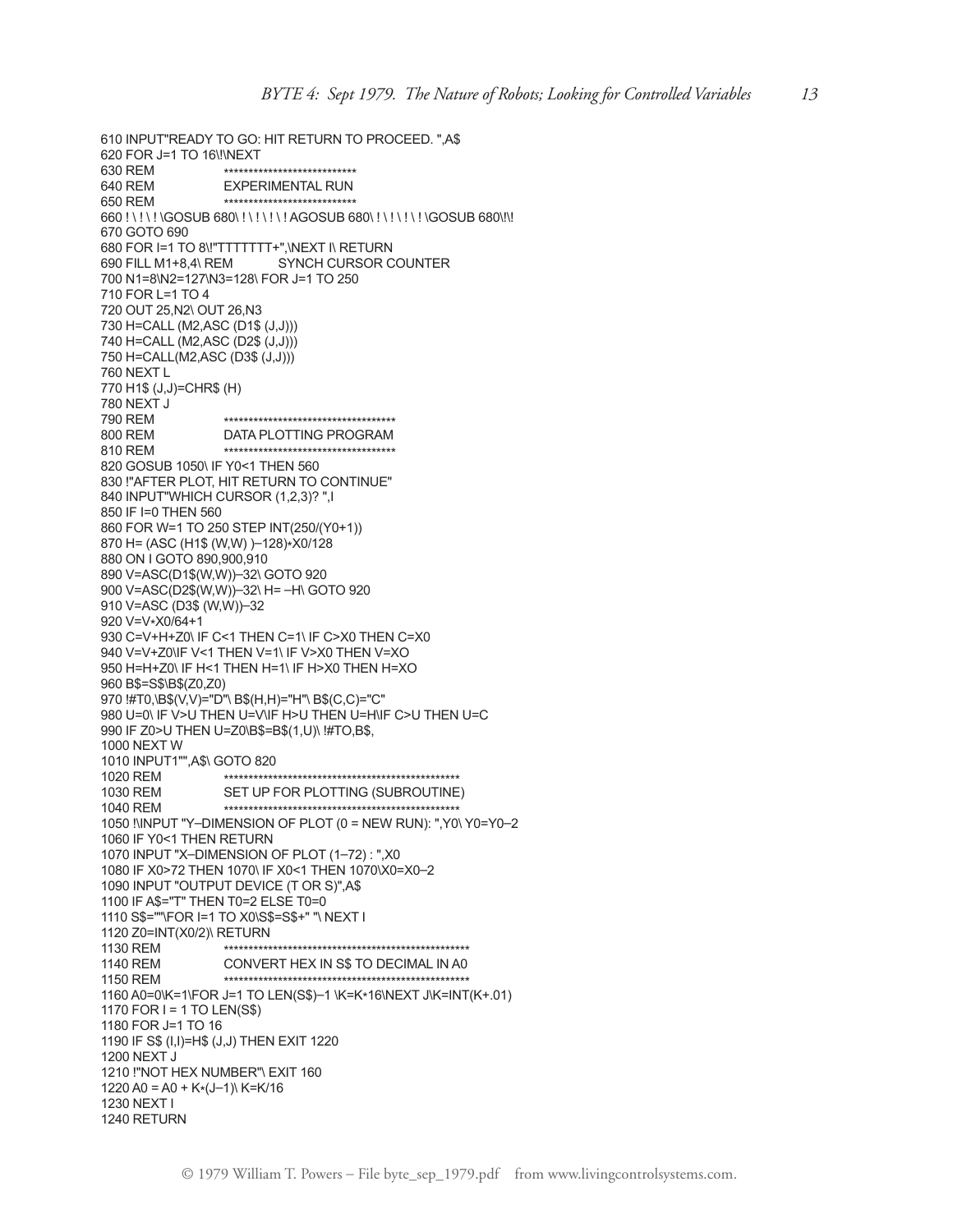```
610 INPUT"READY TO GO: HIT RETURN TO PROCEED. ",A$
620 FOR J=1 TO 16\!\NEXT
630 REM              **************************
640 REM              EXPERIMENTAL RUN
650 REM              **************************
660 ! \ ! \ ! \GOSUB 680\ ! \ ! \ ! \ ! AGOSUB 680\ ! \ ! \ ! \ ! \GOSUB 680\!\!
670 GOTO 690
680 FOR I=1 TO 8\!"TTTTTTT+",\NEXT I\ RETURN
690 FILL M1+8,4\ REM         SYNCH CURSOR COUNTER
700 N1=8\N2=127\N3=128\ FOR J=1 TO 250
710 FOR L=1 TO 4
720 OUT 25,N2\ OUT 26,N3
730 H=CALL (M2,ASC (D1$ (J,J)))
740 H=CALL (M2,ASC (D2$ (J,J)))
750 H=CALL(M2,ASC (D3$ (J,J)))
760 NEXT L
770 H1$ (J,J)=CHR$ (H)
780 NEXT J
790 REM              **********************************
800 REM              DATA PLOTTING PROGRAM
810 REM              **********************************
820 GOSUB 1050\ IF Y0<1 THEN 560
830 !"AFTER PLOT, HIT RETURN TO CONTINUE"
840 INPUT"WHICH CURSOR (1,2,3)? ",I
850 IF I=0 THEN 560
860 FOR W=1 TO 250 STEP INT(250/(Y0+1))
870 H= (ASC (H1$ (W,W) )–128)*X0/128
880 ON I GOTO 890,900,910
890 V=ASC(D1$(W,W))–32\ GOTO 920
900 V=ASC(D2$(W,W))–32\ H= –H\ GOTO 920
910 V=ASC (D3$ (W,W))–32
920 V=V*X0/64+1
930 C=V+H+Z0\ IF C<1 THEN C=1\ IF C>X0 THEN C=X0
940 V=V+Z0\IF V<1 THEN V=1\ IF V>X0 THEN V=XO
950 H=H+Z0\ IF H<1 THEN H=1\ IF H>X0 THEN H=XO
960 B$=S$\B$(Z0,Z0)
970 !#T0,\B$(V,V)="D"\ B$(H,H)="H"\ B$(C,C)="C"
980 U=0\ IF V>U THEN U=V\IF H>U THEN U=H\IF C>U THEN U=C
990 IF Z0>U THEN U=Z0\B$=B$(1,U)\ !#TO,B$,
1000 NEXT W
1010 INPUT1"",A$\ GOTO 820
1020 REM             ************************************************
1030 REM             SET UP FOR PLOTTING (SUBROUTINE)
1040 REM             ************************************************
1050 !\INPUT "Y–DIMENSION OF PLOT (0 = NEW RUN): ",Y0\ Y0=Y0–2
1060 IF Y0<1 THEN RETURN
1070 INPUT "X–DIMENSION OF PLOT (1–72) : ",X0
1080 IF X0>72 THEN 1070\ IF X0<1 THEN 1070\X0=X0–2
1090 INPUT "OUTPUT DEVICE (T OR S)",A$
1100 IF A$="T" THEN T0=2 ELSE T0=0
1110 S$=""\FOR I=1 TO X0\S$=S$+" "\ NEXT I
1120 Z0=INT(X0/2)\ RETURN
1130 REM             **************************************************
1140 REM             CONVERT HEX IN S$ TO DECIMAL IN A0
1150 REM             **************************************************
1160 A0=0\K=1\FOR J=1 TO LEN(S$)–1 \K=K*16\NEXT J\K=INT(K+.01)
1170 FOR I = 1 TO LEN(S$)
1180 FOR J=1 TO 16
1190 IF S$ (I,I)=H$ (J,J) THEN EXIT 1220
1200 NEXT J
1210 !"NOT HEX NUMBER"\ EXIT 160
1220 A0 = A0 + K*(J–1)\ K=K/16
1230 NEXT I
1240 RETURN
```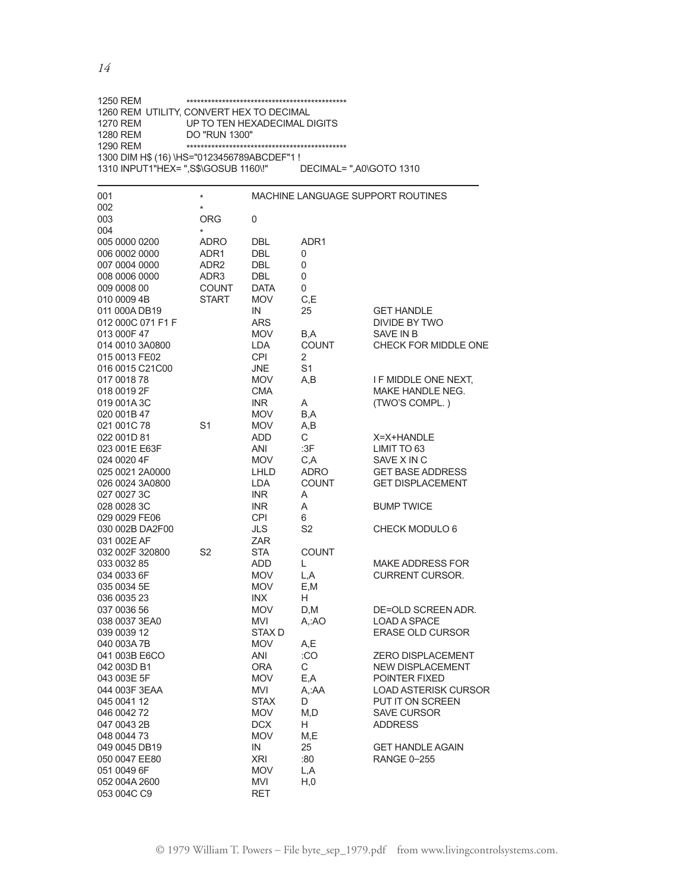```
1250 REM          ***********************************************
1260 REM  UTILITY, CONVERT HEX TO DECIMAL
1270 REM          UP TO TEN HEXADECIMAL DIGITS
1280 REM          DO "RUN 1300"
1290 REM          ***********************************************
1300 DIM H$ (16) \HS="0123456789ABCDEF"1 !
1310 INPUT1"HEX= ",S$\GOSUB 1160\!"       DECIMAL= ",A0\GOTO 1310
```

```
001                 *          MACHINE LANGUAGE SUPPORT ROUTINES
002                 *
003                 ORG    0
004                 *
005 0000 0200       ADRO   DBL    ADR1
006 0002 0000       ADR1   DBL    0
007 0004 0000       ADR2   DBL    0
008 0006 0000       ADR3   DBL    0
009 0008 00         COUNT  DATA   0
010 0009 4B         START  MOV    C,E
011 000A DB19              IN     25          GET HANDLE
012 000C 071 F1 F          ARS                DIVIDE BY TWO
013 000F 47                MOV    B,A         SAVE IN B
014 0010 3A0800            LDA    COUNT       CHECK FOR MIDDLE ONE
015 0013 FE02              CPI    2
016 0015 C21C00            JNE    S1
017 0018 78                MOV    A,B         I F MIDDLE ONE NEXT,
018 0019 2F                CMA                MAKE HANDLE NEG.
019 001A 3C                INR    A           (TWO'S COMPL. )
020 001B 47                MOV    B,A
021 001C 78         S1     MOV    A,B
022 001D 81                ADD    C           X=X+HANDLE
023 001E E63F              ANI    :3F         LIMIT TO 63
024 0020 4F                MOV    C,A         SAVE X IN C
025 0021 2A0000            LHLD   ADRO        GET BASE ADDRESS
026 0024 3A0800            LDA    COUNT       GET DISPLACEMENT
027 0027 3C                INR    A
028 0028 3C                INR    A           BUMP TWICE
029 0029 FE06              CPI    6
030 002B DA2F00            JLS    S2          CHECK MODULO 6
031 002E AF                ZAR
032 002F 320800     S2     STA    COUNT
033 0032 85                ADD    L           MAKE ADDRESS FOR
034 0033 6F                MOV    L,A         CURRENT CURSOR.
035 0034 5E                MOV    E,M
036 0035 23                INX    H
037 0036 56                MOV    D,M         DE=OLD SCREEN ADR.
038 0037 3EA0              MVI    A,:AO       LOAD A SPACE
039 0039 12                STAX D             ERASE OLD CURSOR
040 003A 7B                MOV    A,E
041 003B E6CO              ANI    :CO         ZERO DISPLACEMENT
042 003D B1                ORA    C           NEW DISPLACEMENT
043 003E 5F                MOV    E,A         POINTER FIXED
044 003F 3EAA              MVI    A,:AA       LOAD ASTERISK CURSOR
045 0041 12                STAX   D           PUT IT ON SCREEN
046 0042 72                MOV    M,D         SAVE CURSOR
047 0043 2B                DCX    H           ADDRESS
048 0044 73                MOV    M,E
049 0045 DB19              IN     25          GET HANDLE AGAIN
050 0047 EE80              XRI    :80         RANGE 0–255
051 0049 6F                MOV    L,A
052 004A 2600              MVI    H,0
053 004C C9                RET
```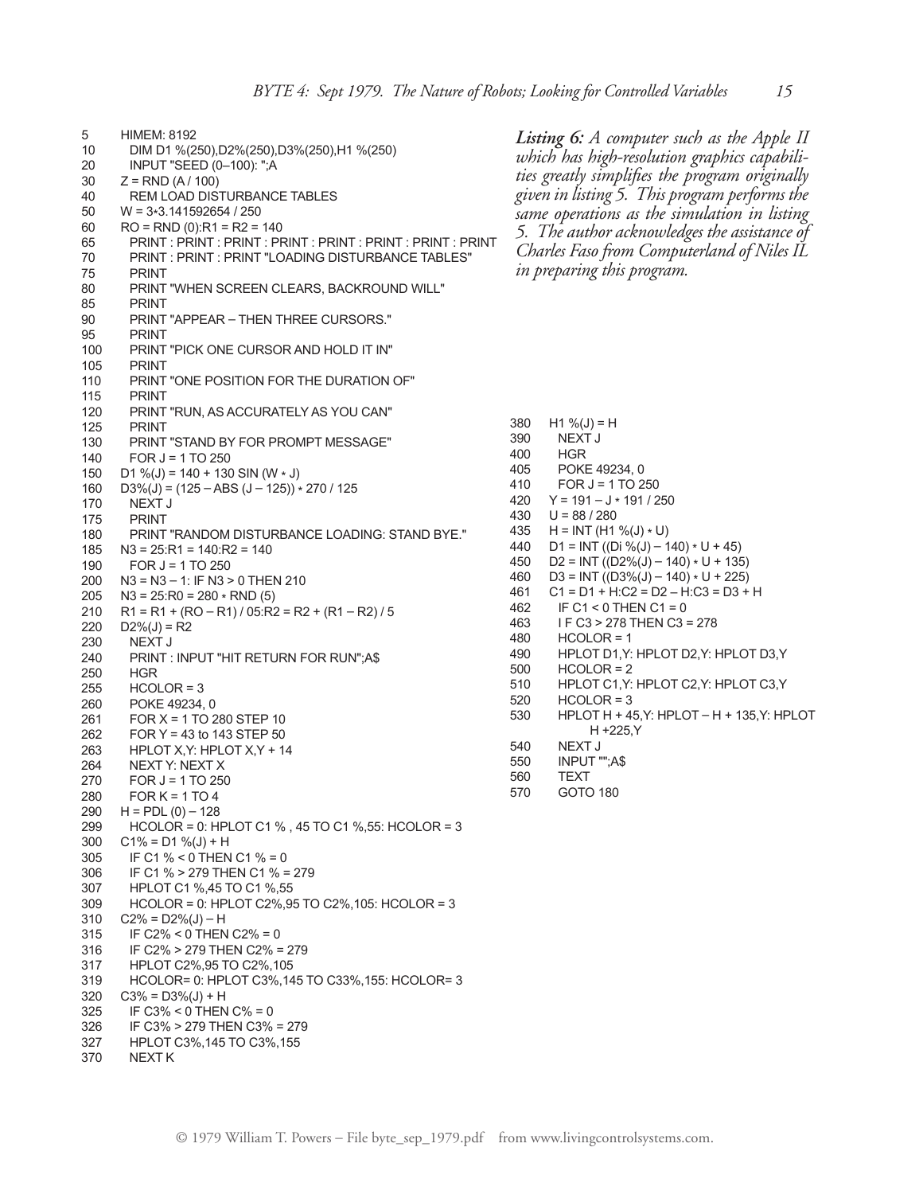```
5     HIMEM: 8192
10      DIM D1 %(250),D2%(250),D3%(250),H1 %(250)
20      INPUT "SEED (0–100): ";A
30    Z = RND (A / 100)
40      REM LOAD DISTURBANCE TABLES
50    W = 3*3.141592654 / 250
60    RO = RND (0):R1 = R2 = 140
65      PRINT : PRINT : PRINT : PRINT : PRINT : PRINT : PRINT : PRINT
70      PRINT : PRINT : PRINT "LOADING DISTURBANCE TABLES"
75      PRINT
80      PRINT "WHEN SCREEN CLEARS, BACKROUND WILL"
85      PRINT
90      PRINT "APPEAR – THEN THREE CURSORS."
95      PRINT
100     PRINT "PICK ONE CURSOR AND HOLD IT IN"
105     PRINT
110     PRINT "ONE POSITION FOR THE DURATION OF"
115     PRINT
120     PRINT "RUN, AS ACCURATELY AS YOU CAN"
125     PRINT
130     PRINT "STAND BY FOR PROMPT MESSAGE"
140     FOR J = 1 TO 250
150   D1 %(J) = 140 + 130 SIN (W * J)
160   D3%(J) = (125 – ABS (J – 125)) * 270 / 125
170     NEXT J
175     PRINT
180     PRINT "RANDOM DISTURBANCE LOADING: STAND BYE."
185   N3 = 25:R1 = 140:R2 = 140
190     FOR J = 1 TO 250
200   N3 = N3 – 1: IF N3 > 0 THEN 210
205   N3 = 25:R0 = 280 * RND (5)
210   R1 = R1 + (RO – R1) / 05:R2 = R2 + (R1 – R2) / 5
220   D2%(J) = R2
230     NEXT J
240     PRINT : INPUT "HIT RETURN FOR RUN";A$
250     HGR
255     HCOLOR = 3
260     POKE 49234, 0
261     FOR X = 1 TO 280 STEP 10
262     FOR Y = 43 to 143 STEP 50
263     HPLOT X,Y: HPLOT X,Y + 14
264     NEXT Y: NEXT X
270     FOR J = 1 TO 250
280     FOR K = 1 TO 4
290   H = PDL (0) – 128
299     HCOLOR = 0: HPLOT C1 % , 45 TO C1 %,55: HCOLOR = 3
300   C1% = D1 %(J) + H
305     IF C1 % < 0 THEN C1 % = 0
306     IF C1 % > 279 THEN C1 % = 279
307     HPLOT C1 %,45 TO C1 %,55
309     HCOLOR = 0: HPLOT C2%,95 TO C2%,105: HCOLOR = 3
310   C2% = D2%(J) – H
315     IF C2% < 0 THEN C2% = 0
316     IF C2% > 279 THEN C2% = 279
317     HPLOT C2%,95 TO C2%,105
319     HCOLOR= 0: HPLOT C3%,145 TO C33%,155: HCOLOR= 3
320   C3% = D3%(J) + H
325     IF C3% < 0 THEN C% = 0
326     IF C3% > 279 THEN C3% = 279
327     HPLOT C3%,145 TO C3%,155
370     NEXT K
380   H1 %(J) = H
390     NEXT J
400     HGR
405     POKE 49234, 0
410     FOR J = 1 TO 250
420   Y = 191 – J * 191 / 250
430   U = 88 / 280
435   H = INT (H1 %(J) * U)
440   D1 = INT ((Di %(J) – 140) * U + 45)
450   D2 = INT ((D2%(J) – 140) * U + 135)
460   D3 = INT ((D3%(J) – 140) * U + 225)
461   C1 = D1 + H:C2 = D2 – H:C3 = D3 + H
462     IF C1 < 0 THEN C1 = 0
463     I F C3 > 278 THEN C3 = 278
480     HCOLOR = 1
490     HPLOT D1,Y: HPLOT D2,Y: HPLOT D3,Y
500     HCOLOR = 2
510     HPLOT C1,Y: HPLOT C2,Y: HPLOT C3,Y
520     HCOLOR = 3
530     HPLOT H + 45,Y: HPLOT – H + 135,Y: HPLOT
          H +225,Y
540     NEXT J
550     INPUT "";A$
560     TEXT
570     GOTO 180
```

***Listing 6:** A computer such as the Apple II which has high-resolution graphics capabilities greatly simplifies the program originally given in listing 5. This program performs the same operations as the simulation in listing 5. The author acknowledges the assistance of Charles Faso from Computerland of Niles IL in preparing this program.*

© 1979 William T. Powers – File byte_sep_1979.pdf from www.livingcontrolsystems.com.